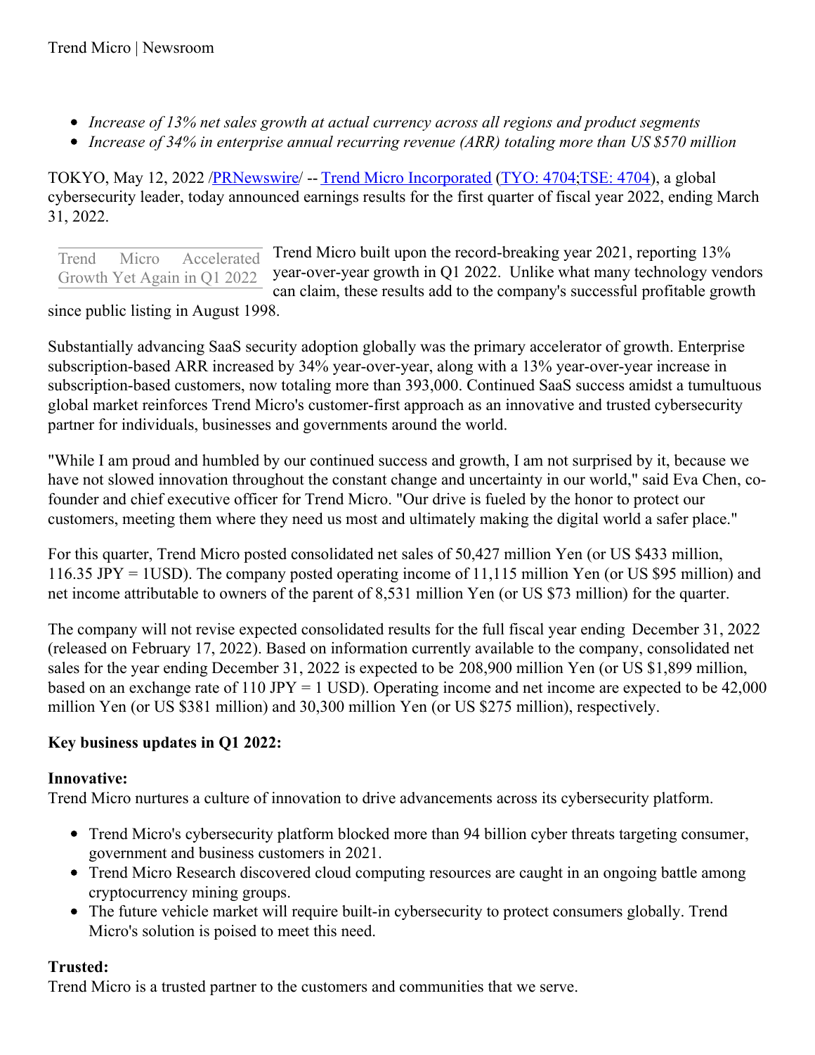- *Increase of 13% net sales growth at actual currency across all regions and product segments*
- *Increase of 34% in enterprise annual recurring revenue (ARR) totaling more than US $570 million*

TOKYO, May 12, 2022 /PRNewswire/ -- Trend Micro Incorporated (TYO: 4704;TSE: 4704), a global cybersecurity leader, today announced earnings results for the first quarter of fiscal year 2022, ending March 31, 2022.

Trend Micro Accelerated Growth Yet Again in Q1 2022

Trend Micro built upon the record-breaking year 2021, reporting 13% year-over-year growth in Q1 2022. Unlike what many technology vendors can claim, these results add to the company's successful profitable growth since public listing in August 1998.

Substantially advancing SaaS security adoption globally was the primary accelerator of growth. Enterprise subscription-based ARR increased by 34% year-over-year, along with a 13% year-over-year increase in subscription-based customers, now totaling more than 393,000. Continued SaaS success amidst a tumultuous global market reinforces Trend Micro's customer-first approach as an innovative and trusted cybersecurity partner for individuals, businesses and governments around the world.

"While I am proud and humbled by our continued success and growth, I am not surprised by it, because we have not slowed innovation throughout the constant change and uncertainty in our world," said Eva Chen, co-founder and chief executive officer for Trend Micro. "Our drive is fueled by the honor to protect our customers, meeting them where they need us most and ultimately making the digital world a safer place."

For this quarter, Trend Micro posted consolidated net sales of 50,427 million Yen (or US $433 million, 116.35 JPY = 1USD). The company posted operating income of 11,115 million Yen (or US $95 million) and net income attributable to owners of the parent of 8,531 million Yen (or US $73 million) for the quarter.

The company will not revise expected consolidated results for the full fiscal year ending December 31, 2022 (released on February 17, 2022). Based on information currently available to the company, consolidated net sales for the year ending December 31, 2022 is expected to be 208,900 million Yen (or US $1,899 million, based on an exchange rate of 110 JPY = 1 USD). Operating income and net income are expected to be 42,000 million Yen (or US $381 million) and 30,300 million Yen (or US $275 million), respectively.

**Key business updates in Q1 2022:**

**Innovative:**
Trend Micro nurtures a culture of innovation to drive advancements across its cybersecurity platform.

- Trend Micro's cybersecurity platform blocked more than 94 billion cyber threats targeting consumer, government and business customers in 2021.
- Trend Micro Research discovered cloud computing resources are caught in an ongoing battle among cryptocurrency mining groups.
- The future vehicle market will require built-in cybersecurity to protect consumers globally. Trend Micro's solution is poised to meet this need.

**Trusted:**
Trend Micro is a trusted partner to the customers and communities that we serve.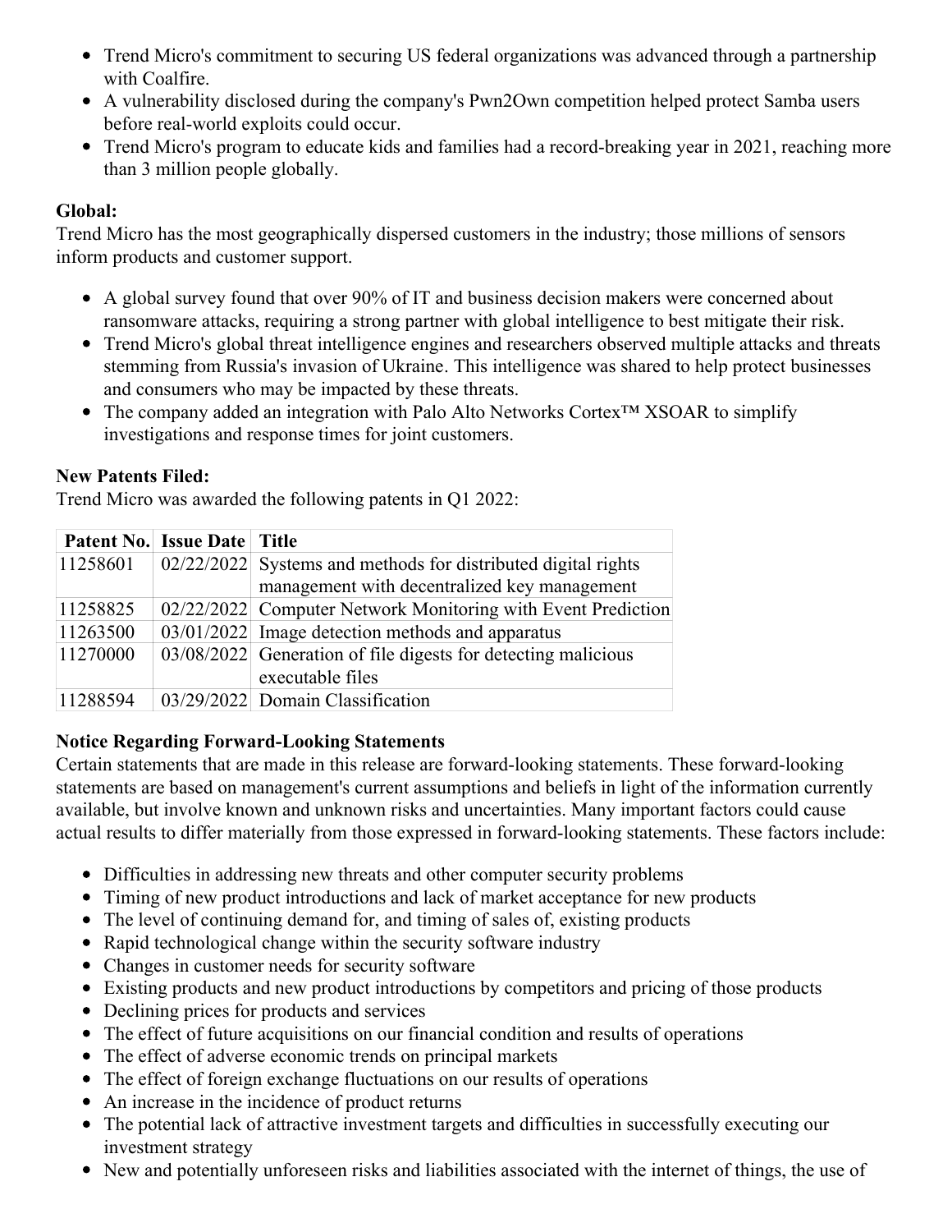- Trend Micro's commitment to securing US federal organizations was advanced through a partnership with Coalfire.
- A vulnerability disclosed during the company's Pwn2Own competition helped protect Samba users before real-world exploits could occur.
- Trend Micro's program to educate kids and families had a record-breaking year in 2021, reaching more than 3 million people globally.

**Global:**
Trend Micro has the most geographically dispersed customers in the industry; those millions of sensors inform products and customer support.

- A global survey found that over 90% of IT and business decision makers were concerned about ransomware attacks, requiring a strong partner with global intelligence to best mitigate their risk.
- Trend Micro's global threat intelligence engines and researchers observed multiple attacks and threats stemming from Russia's invasion of Ukraine. This intelligence was shared to help protect businesses and consumers who may be impacted by these threats.
- The company added an integration with Palo Alto Networks Cortex™ XSOAR to simplify investigations and response times for joint customers.

**New Patents Filed:**
Trend Micro was awarded the following patents in Q1 2022:

| Patent No. | Issue Date | Title |
| --- | --- | --- |
| 11258601 | 02/22/2022 | Systems and methods for distributed digital rights management with decentralized key management |
| 11258825 | 02/22/2022 | Computer Network Monitoring with Event Prediction |
| 11263500 | 03/01/2022 | Image detection methods and apparatus |
| 11270000 | 03/08/2022 | Generation of file digests for detecting malicious executable files |
| 11288594 | 03/29/2022 | Domain Classification |

**Notice Regarding Forward-Looking Statements**
Certain statements that are made in this release are forward-looking statements. These forward-looking statements are based on management's current assumptions and beliefs in light of the information currently available, but involve known and unknown risks and uncertainties. Many important factors could cause actual results to differ materially from those expressed in forward-looking statements. These factors include:

- Difficulties in addressing new threats and other computer security problems
- Timing of new product introductions and lack of market acceptance for new products
- The level of continuing demand for, and timing of sales of, existing products
- Rapid technological change within the security software industry
- Changes in customer needs for security software
- Existing products and new product introductions by competitors and pricing of those products
- Declining prices for products and services
- The effect of future acquisitions on our financial condition and results of operations
- The effect of adverse economic trends on principal markets
- The effect of foreign exchange fluctuations on our results of operations
- An increase in the incidence of product returns
- The potential lack of attractive investment targets and difficulties in successfully executing our investment strategy
- New and potentially unforeseen risks and liabilities associated with the internet of things, the use of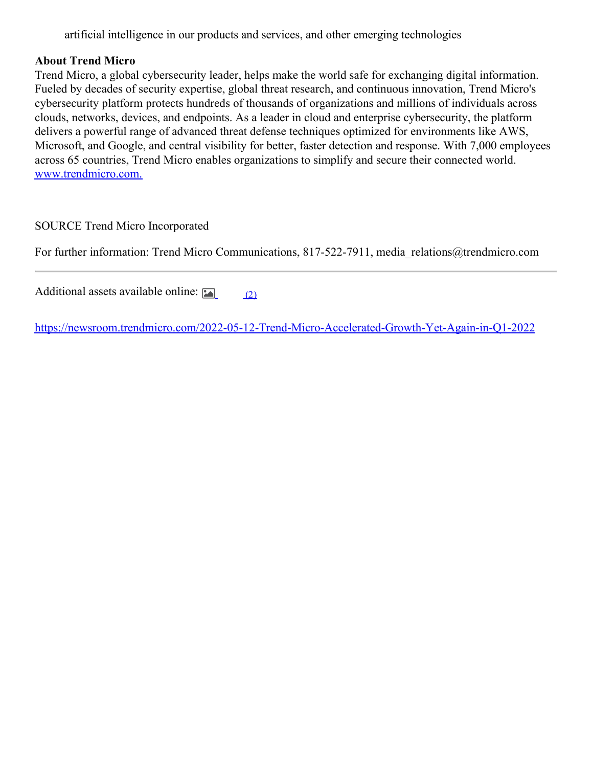artificial intelligence in our products and services, and other emerging technologies

**About Trend Micro**

Trend Micro, a global cybersecurity leader, helps make the world safe for exchanging digital information. Fueled by decades of security expertise, global threat research, and continuous innovation, Trend Micro's cybersecurity platform protects hundreds of thousands of organizations and millions of individuals across clouds, networks, devices, and endpoints. As a leader in cloud and enterprise cybersecurity, the platform delivers a powerful range of advanced threat defense techniques optimized for environments like AWS, Microsoft, and Google, and central visibility for better, faster detection and response. With 7,000 employees across 65 countries, Trend Micro enables organizations to simplify and secure their connected world. www.trendmicro.com.

SOURCE Trend Micro Incorporated

For further information: Trend Micro Communications, 817-522-7911, media_relations@trendmicro.com

---

Additional assets available online: (2)

https://newsroom.trendmicro.com/2022-05-12-Trend-Micro-Accelerated-Growth-Yet-Again-in-Q1-2022